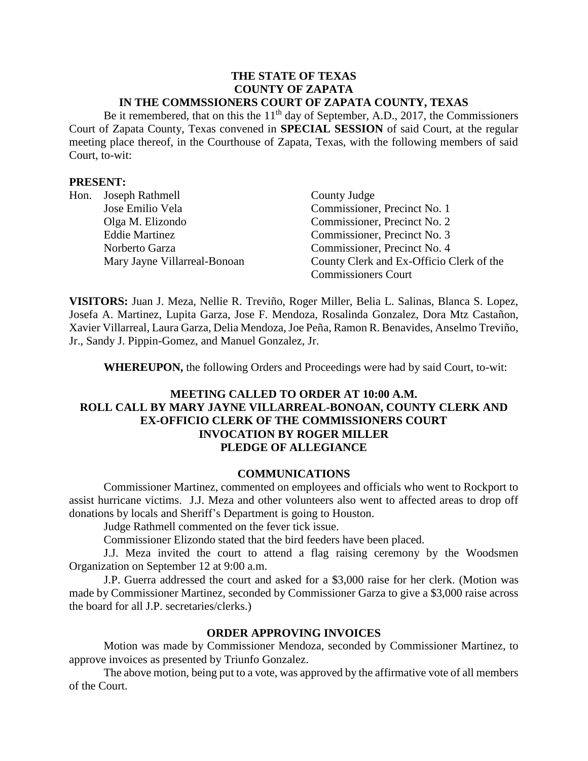**THE STATE OF TEXAS**
**COUNTY OF ZAPATA**
**IN THE COMMSSIONERS COURT OF ZAPATA COUNTY, TEXAS**

Be it remembered, that on this the 11th day of September, A.D., 2017, the Commissioners Court of Zapata County, Texas convened in **SPECIAL SESSION** of said Court, at the regular meeting place thereof, in the Courthouse of Zapata, Texas, with the following members of said Court, to-wit:

**PRESENT:**

| | | |
|---|---|---|
| Hon. | Joseph Rathmell | County Judge |
| | Jose Emilio Vela | Commissioner, Precinct No. 1 |
| | Olga M. Elizondo | Commissioner, Precinct No. 2 |
| | Eddie Martinez | Commissioner, Precinct No. 3 |
| | Norberto Garza | Commissioner, Precinct No. 4 |
| | Mary Jayne Villarreal-Bonoan | County Clerk and Ex-Officio Clerk of the Commissioners Court |

**VISITORS:** Juan J. Meza, Nellie R. Treviño, Roger Miller, Belia L. Salinas, Blanca S. Lopez, Josefa A. Martinez, Lupita Garza, Jose F. Mendoza, Rosalinda Gonzalez, Dora Mtz Castañon, Xavier Villarreal, Laura Garza, Delia Mendoza, Joe Peña, Ramon R. Benavides, Anselmo Treviño, Jr., Sandy J. Pippin-Gomez, and Manuel Gonzalez, Jr.

**WHEREUPON,** the following Orders and Proceedings were had by said Court, to-wit:

**MEETING CALLED TO ORDER AT 10:00 A.M.**
**ROLL CALL BY MARY JAYNE VILLARREAL-BONOAN, COUNTY CLERK AND EX-OFFICIO CLERK OF THE COMMISSIONERS COURT**
**INVOCATION BY ROGER MILLER**
**PLEDGE OF ALLEGIANCE**

## COMMUNICATIONS

Commissioner Martinez, commented on employees and officials who went to Rockport to assist hurricane victims. J.J. Meza and other volunteers also went to affected areas to drop off donations by locals and Sheriff's Department is going to Houston.

Judge Rathmell commented on the fever tick issue.

Commissioner Elizondo stated that the bird feeders have been placed.

J.J. Meza invited the court to attend a flag raising ceremony by the Woodsmen Organization on September 12 at 9:00 a.m.

J.P. Guerra addressed the court and asked for a $3,000 raise for her clerk. (Motion was made by Commissioner Martinez, seconded by Commissioner Garza to give a $3,000 raise across the board for all J.P. secretaries/clerks.)

## ORDER APPROVING INVOICES

Motion was made by Commissioner Mendoza, seconded by Commissioner Martinez, to approve invoices as presented by Triunfo Gonzalez.

The above motion, being put to a vote, was approved by the affirmative vote of all members of the Court.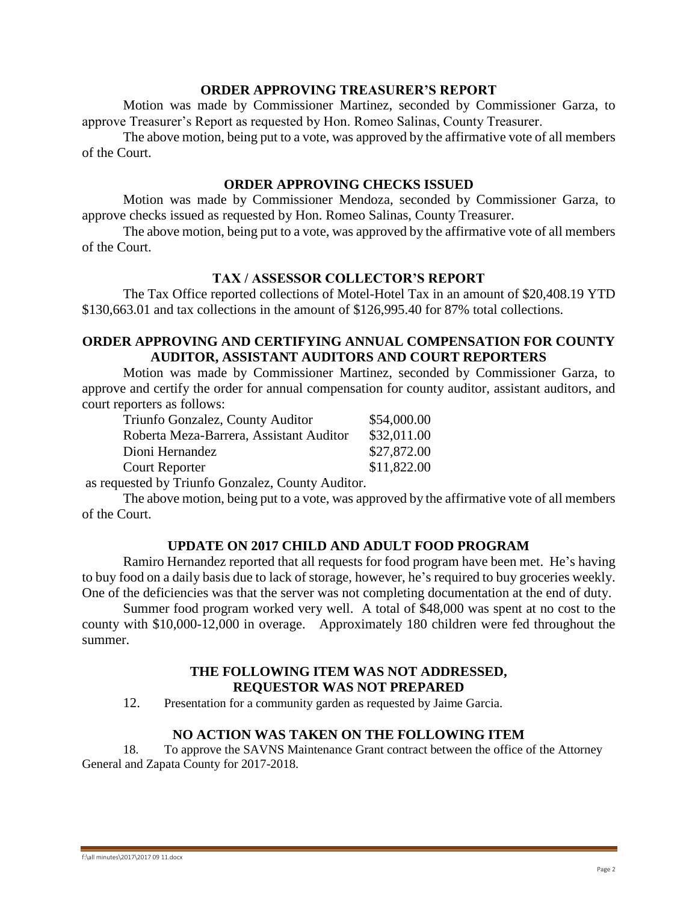## ORDER APPROVING TREASURER'S REPORT

Motion was made by Commissioner Martinez, seconded by Commissioner Garza, to approve Treasurer's Report as requested by Hon. Romeo Salinas, County Treasurer.

The above motion, being put to a vote, was approved by the affirmative vote of all members of the Court.

## ORDER APPROVING CHECKS ISSUED

Motion was made by Commissioner Mendoza, seconded by Commissioner Garza, to approve checks issued as requested by Hon. Romeo Salinas, County Treasurer.

The above motion, being put to a vote, was approved by the affirmative vote of all members of the Court.

## TAX / ASSESSOR COLLECTOR'S REPORT

The Tax Office reported collections of Motel-Hotel Tax in an amount of $20,408.19 YTD $130,663.01 and tax collections in the amount of $126,995.40 for 87% total collections.

## ORDER APPROVING AND CERTIFYING ANNUAL COMPENSATION FOR COUNTY AUDITOR, ASSISTANT AUDITORS AND COURT REPORTERS

Motion was made by Commissioner Martinez, seconded by Commissioner Garza, to approve and certify the order for annual compensation for county auditor, assistant auditors, and court reporters as follows:

| | |
|---|---|
| Triunfo Gonzalez, County Auditor | $54,000.00 |
| Roberta Meza-Barrera, Assistant Auditor | $32,011.00 |
| Dioni Hernandez | $27,872.00 |
| Court Reporter | $11,822.00 |

as requested by Triunfo Gonzalez, County Auditor.

The above motion, being put to a vote, was approved by the affirmative vote of all members of the Court.

## UPDATE ON 2017 CHILD AND ADULT FOOD PROGRAM

Ramiro Hernandez reported that all requests for food program have been met. He's having to buy food on a daily basis due to lack of storage, however, he's required to buy groceries weekly. One of the deficiencies was that the server was not completing documentation at the end of duty.

Summer food program worked very well. A total of $48,000 was spent at no cost to the county with $10,000-12,000 in overage. Approximately 180 children were fed throughout the summer.

## THE FOLLOWING ITEM WAS NOT ADDRESSED, REQUESTOR WAS NOT PREPARED

12. Presentation for a community garden as requested by Jaime Garcia.

## NO ACTION WAS TAKEN ON THE FOLLOWING ITEM

18. To approve the SAVNS Maintenance Grant contract between the office of the Attorney General and Zapata County for 2017-2018.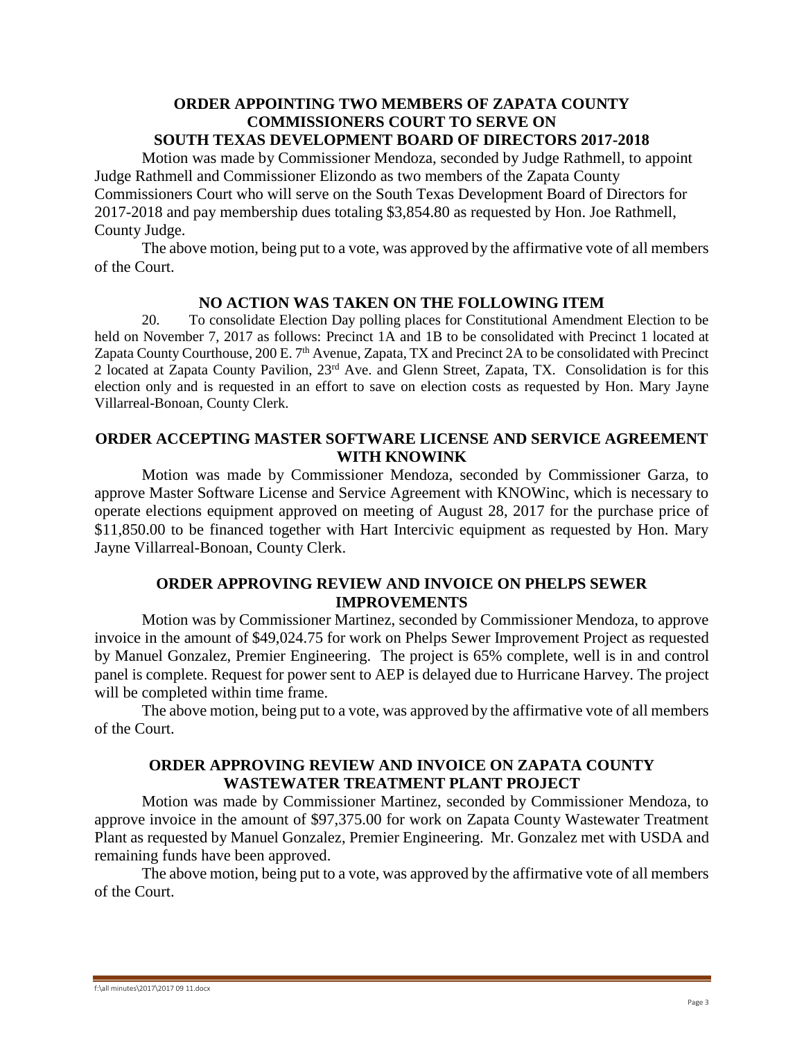## ORDER APPOINTING TWO MEMBERS OF ZAPATA COUNTY COMMISSIONERS COURT TO SERVE ON SOUTH TEXAS DEVELOPMENT BOARD OF DIRECTORS 2017-2018

Motion was made by Commissioner Mendoza, seconded by Judge Rathmell, to appoint Judge Rathmell and Commissioner Elizondo as two members of the Zapata County Commissioners Court who will serve on the South Texas Development Board of Directors for 2017-2018 and pay membership dues totaling $3,854.80 as requested by Hon. Joe Rathmell, County Judge.

The above motion, being put to a vote, was approved by the affirmative vote of all members of the Court.

## NO ACTION WAS TAKEN ON THE FOLLOWING ITEM

20. To consolidate Election Day polling places for Constitutional Amendment Election to be held on November 7, 2017 as follows: Precinct 1A and 1B to be consolidated with Precinct 1 located at Zapata County Courthouse, 200 E. 7th Avenue, Zapata, TX and Precinct 2A to be consolidated with Precinct 2 located at Zapata County Pavilion, 23rd Ave. and Glenn Street, Zapata, TX. Consolidation is for this election only and is requested in an effort to save on election costs as requested by Hon. Mary Jayne Villarreal-Bonoan, County Clerk.

## ORDER ACCEPTING MASTER SOFTWARE LICENSE AND SERVICE AGREEMENT WITH KNOWINK

Motion was made by Commissioner Mendoza, seconded by Commissioner Garza, to approve Master Software License and Service Agreement with KNOWinc, which is necessary to operate elections equipment approved on meeting of August 28, 2017 for the purchase price of $11,850.00 to be financed together with Hart Intercivic equipment as requested by Hon. Mary Jayne Villarreal-Bonoan, County Clerk.

## ORDER APPROVING REVIEW AND INVOICE ON PHELPS SEWER IMPROVEMENTS

Motion was by Commissioner Martinez, seconded by Commissioner Mendoza, to approve invoice in the amount of $49,024.75 for work on Phelps Sewer Improvement Project as requested by Manuel Gonzalez, Premier Engineering. The project is 65% complete, well is in and control panel is complete. Request for power sent to AEP is delayed due to Hurricane Harvey. The project will be completed within time frame.

The above motion, being put to a vote, was approved by the affirmative vote of all members of the Court.

## ORDER APPROVING REVIEW AND INVOICE ON ZAPATA COUNTY WASTEWATER TREATMENT PLANT PROJECT

Motion was made by Commissioner Martinez, seconded by Commissioner Mendoza, to approve invoice in the amount of $97,375.00 for work on Zapata County Wastewater Treatment Plant as requested by Manuel Gonzalez, Premier Engineering. Mr. Gonzalez met with USDA and remaining funds have been approved.

The above motion, being put to a vote, was approved by the affirmative vote of all members of the Court.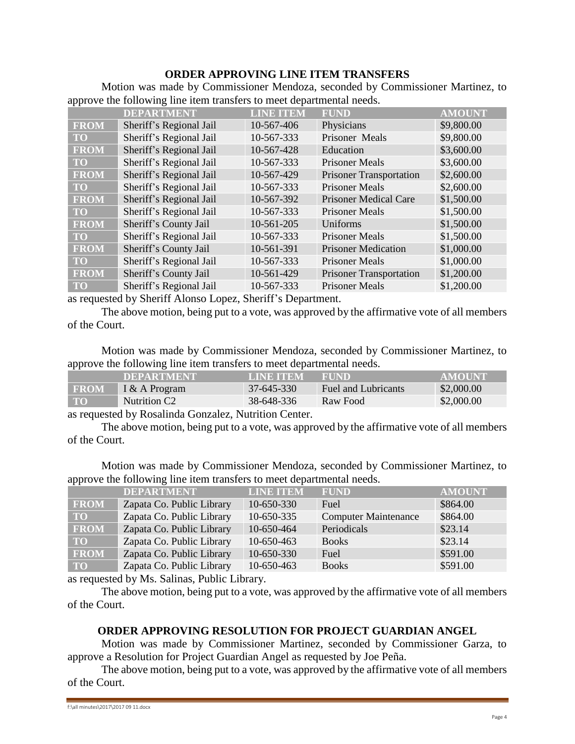## ORDER APPROVING LINE ITEM TRANSFERS

Motion was made by Commissioner Mendoza, seconded by Commissioner Martinez, to approve the following line item transfers to meet departmental needs.

| | DEPARTMENT | LINE ITEM | FUND | AMOUNT |
|---|---|---|---|---|
| FROM | Sheriff's Regional Jail | 10-567-406 | Physicians | \$9,800.00 |
| TO | Sheriff's Regional Jail | 10-567-333 | Prisoner Meals | \$9,800.00 |
| FROM | Sheriff's Regional Jail | 10-567-428 | Education | \$3,600.00 |
| TO | Sheriff's Regional Jail | 10-567-333 | Prisoner Meals | \$3,600.00 |
| FROM | Sheriff's Regional Jail | 10-567-429 | Prisoner Transportation | \$2,600.00 |
| TO | Sheriff's Regional Jail | 10-567-333 | Prisoner Meals | \$2,600.00 |
| FROM | Sheriff's Regional Jail | 10-567-392 | Prisoner Medical Care | \$1,500.00 |
| TO | Sheriff's Regional Jail | 10-567-333 | Prisoner Meals | \$1,500.00 |
| FROM | Sheriff's County Jail | 10-561-205 | Uniforms | \$1,500.00 |
| TO | Sheriff's Regional Jail | 10-567-333 | Prisoner Meals | \$1,500.00 |
| FROM | Sheriff's County Jail | 10-561-391 | Prisoner Medication | \$1,000.00 |
| TO | Sheriff's Regional Jail | 10-567-333 | Prisoner Meals | \$1,000.00 |
| FROM | Sheriff's County Jail | 10-561-429 | Prisoner Transportation | \$1,200.00 |
| TO | Sheriff's Regional Jail | 10-567-333 | Prisoner Meals | \$1,200.00 |

as requested by Sheriff Alonso Lopez, Sheriff's Department.

The above motion, being put to a vote, was approved by the affirmative vote of all members of the Court.

Motion was made by Commissioner Mendoza, seconded by Commissioner Martinez, to approve the following line item transfers to meet departmental needs.

| | DEPARTMENT | LINE ITEM | FUND | AMOUNT |
|---|---|---|---|---|
| FROM | I & A Program | 37-645-330 | Fuel and Lubricants | \$2,000.00 |
| TO | Nutrition C2 | 38-648-336 | Raw Food | \$2,000.00 |

as requested by Rosalinda Gonzalez, Nutrition Center.

The above motion, being put to a vote, was approved by the affirmative vote of all members of the Court.

Motion was made by Commissioner Mendoza, seconded by Commissioner Martinez, to approve the following line item transfers to meet departmental needs.

| | DEPARTMENT | LINE ITEM | FUND | AMOUNT |
|---|---|---|---|---|
| FROM | Zapata Co. Public Library | 10-650-330 | Fuel | \$864.00 |
| TO | Zapata Co. Public Library | 10-650-335 | Computer Maintenance | \$864.00 |
| FROM | Zapata Co. Public Library | 10-650-464 | Periodicals | \$23.14 |
| TO | Zapata Co. Public Library | 10-650-463 | Books | \$23.14 |
| FROM | Zapata Co. Public Library | 10-650-330 | Fuel | \$591.00 |
| TO | Zapata Co. Public Library | 10-650-463 | Books | \$591.00 |

as requested by Ms. Salinas, Public Library.

The above motion, being put to a vote, was approved by the affirmative vote of all members of the Court.

## ORDER APPROVING RESOLUTION FOR PROJECT GUARDIAN ANGEL

Motion was made by Commissioner Martinez, seconded by Commissioner Garza, to approve a Resolution for Project Guardian Angel as requested by Joe Peña.

The above motion, being put to a vote, was approved by the affirmative vote of all members of the Court.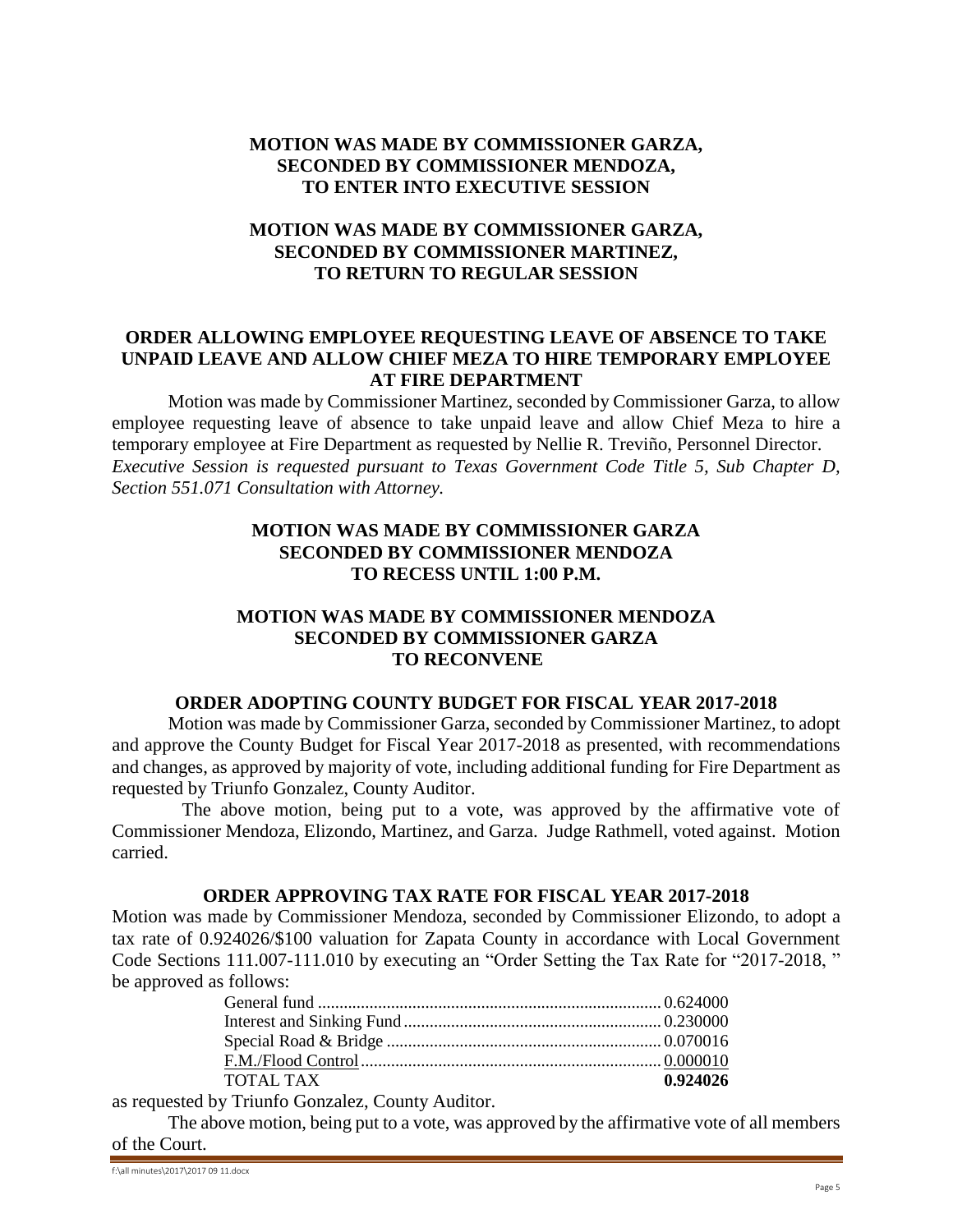**MOTION WAS MADE BY COMMISSIONER GARZA,
SECONDED BY COMMISSIONER MENDOZA,
TO ENTER INTO EXECUTIVE SESSION**

**MOTION WAS MADE BY COMMISSIONER GARZA,
SECONDED BY COMMISSIONER MARTINEZ,
TO RETURN TO REGULAR SESSION**

## ORDER ALLOWING EMPLOYEE REQUESTING LEAVE OF ABSENCE TO TAKE UNPAID LEAVE AND ALLOW CHIEF MEZA TO HIRE TEMPORARY EMPLOYEE AT FIRE DEPARTMENT

Motion was made by Commissioner Martinez, seconded by Commissioner Garza, to allow employee requesting leave of absence to take unpaid leave and allow Chief Meza to hire a temporary employee at Fire Department as requested by Nellie R. Treviño, Personnel Director. *Executive Session is requested pursuant to Texas Government Code Title 5, Sub Chapter D, Section 551.071 Consultation with Attorney.*

**MOTION WAS MADE BY COMMISSIONER GARZA
SECONDED BY COMMISSIONER MENDOZA
TO RECESS UNTIL 1:00 P.M.**

**MOTION WAS MADE BY COMMISSIONER MENDOZA
SECONDED BY COMMISSIONER GARZA
TO RECONVENE**

## ORDER ADOPTING COUNTY BUDGET FOR FISCAL YEAR 2017-2018

Motion was made by Commissioner Garza, seconded by Commissioner Martinez, to adopt and approve the County Budget for Fiscal Year 2017-2018 as presented, with recommendations and changes, as approved by majority of vote, including additional funding for Fire Department as requested by Triunfo Gonzalez, County Auditor.

The above motion, being put to a vote, was approved by the affirmative vote of Commissioner Mendoza, Elizondo, Martinez, and Garza. Judge Rathmell, voted against. Motion carried.

## ORDER APPROVING TAX RATE FOR FISCAL YEAR 2017-2018

Motion was made by Commissioner Mendoza, seconded by Commissioner Elizondo, to adopt a tax rate of 0.924026/$100 valuation for Zapata County in accordance with Local Government Code Sections 111.007-111.010 by executing an "Order Setting the Tax Rate for "2017-2018, " be approved as follows:

| | |
|---|---|
| General fund | 0.624000 |
| Interest and Sinking Fund | 0.230000 |
| Special Road & Bridge | 0.070016 |
| F.M./Flood Control | 0.000010 |
| TOTAL TAX | **0.924026** |

as requested by Triunfo Gonzalez, County Auditor.

The above motion, being put to a vote, was approved by the affirmative vote of all members of the Court.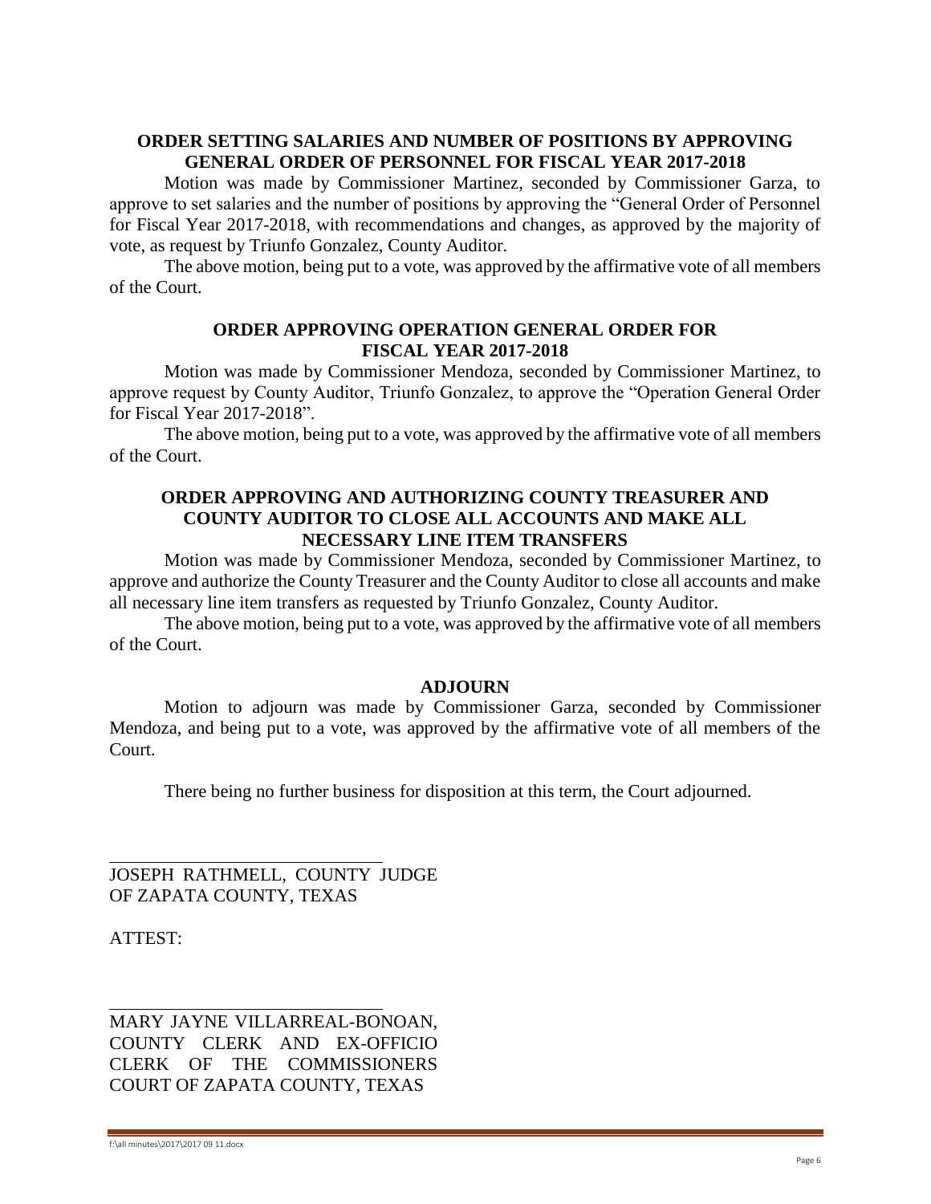**ORDER SETTING SALARIES AND NUMBER OF POSITIONS BY APPROVING GENERAL ORDER OF PERSONNEL FOR FISCAL YEAR 2017-2018**

Motion was made by Commissioner Martinez, seconded by Commissioner Garza, to approve to set salaries and the number of positions by approving the "General Order of Personnel for Fiscal Year 2017-2018, with recommendations and changes, as approved by the majority of vote, as request by Triunfo Gonzalez, County Auditor.

The above motion, being put to a vote, was approved by the affirmative vote of all members of the Court.

**ORDER APPROVING OPERATION GENERAL ORDER FOR FISCAL YEAR 2017-2018**

Motion was made by Commissioner Mendoza, seconded by Commissioner Martinez, to approve request by County Auditor, Triunfo Gonzalez, to approve the "Operation General Order for Fiscal Year 2017-2018".

The above motion, being put to a vote, was approved by the affirmative vote of all members of the Court.

**ORDER APPROVING AND AUTHORIZING COUNTY TREASURER AND COUNTY AUDITOR TO CLOSE ALL ACCOUNTS AND MAKE ALL NECESSARY LINE ITEM TRANSFERS**

Motion was made by Commissioner Mendoza, seconded by Commissioner Martinez, to approve and authorize the County Treasurer and the County Auditor to close all accounts and make all necessary line item transfers as requested by Triunfo Gonzalez, County Auditor.

The above motion, being put to a vote, was approved by the affirmative vote of all members of the Court.

**ADJOURN**

Motion to adjourn was made by Commissioner Garza, seconded by Commissioner Mendoza, and being put to a vote, was approved by the affirmative vote of all members of the Court.

There being no further business for disposition at this term, the Court adjourned.

\_\_\_\_\_\_\_\_\_\_\_\_\_\_\_\_\_\_\_\_\_\_\_\_\_\_\_\_\_\_

JOSEPH RATHMELL, COUNTY JUDGE
OF ZAPATA COUNTY, TEXAS

ATTEST:

\_\_\_\_\_\_\_\_\_\_\_\_\_\_\_\_\_\_\_\_\_\_\_\_\_\_\_\_\_\_

MARY JAYNE VILLARREAL-BONOAN,
COUNTY CLERK AND EX-OFFICIO
CLERK OF THE COMMISSIONERS
COURT OF ZAPATA COUNTY, TEXAS

f:\all minutes\2017\2017 09 11.docx